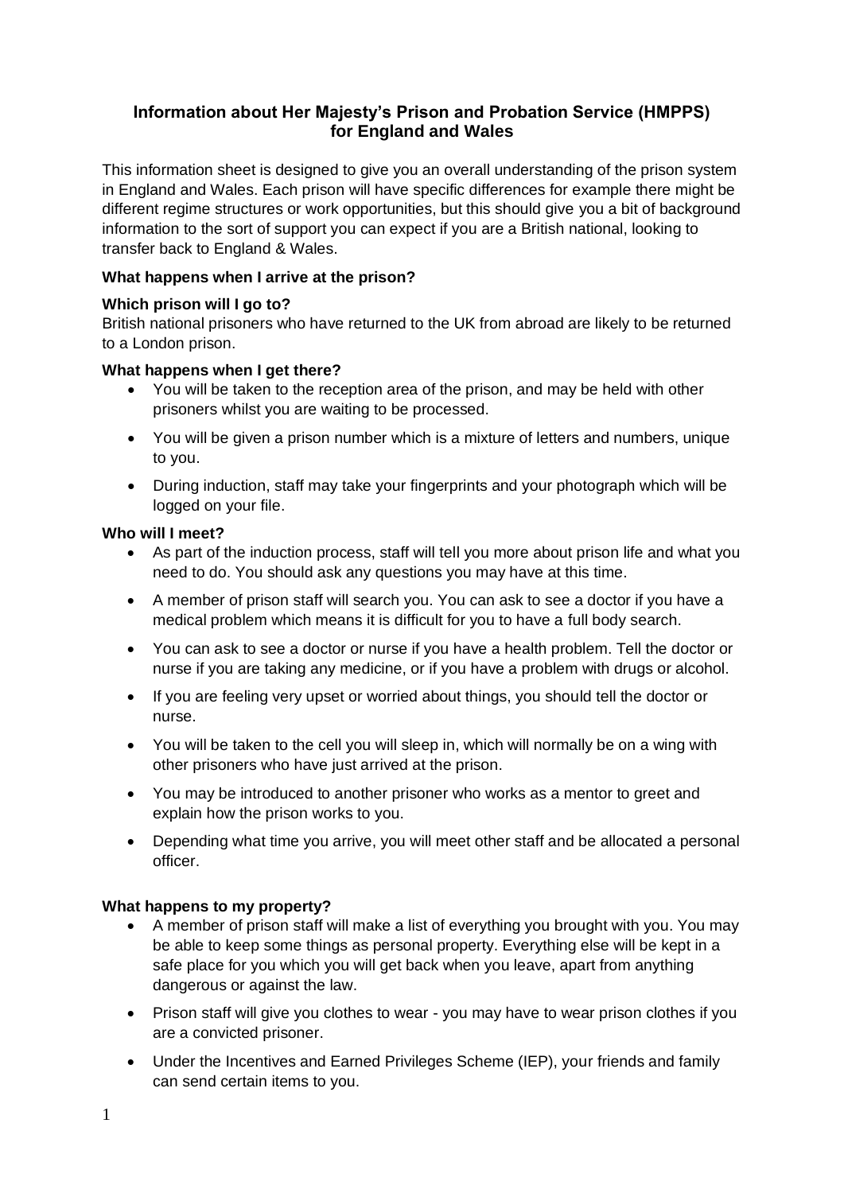# Information about Her Majesty's Prison and Probation Service (HMPPS) for England and Wales

This information sheet is designed to give you an overall understanding of the prison system in England and Wales. Each prison will have specific differences for example there might be different regime structures or work opportunities, but this should give you a bit of background information to the sort of support you can expect if you are a British national, looking to transfer back to England & Wales.

## What happens when I arrive at the prison?

### Which prison will I go to?

British national prisoners who have returned to the UK from abroad are likely to be returned to a London prison.

### What happens when I get there?

- You will be taken to the reception area of the prison, and may be held with other prisoners whilst you are waiting to be processed.
- You will be given a prison number which is a mixture of letters and numbers, unique to you.
- During induction, staff may take your fingerprints and your photograph which will be logged on your file.

### Who will I meet?

- As part of the induction process, staff will tell you more about prison life and what you need to do. You should ask any questions you may have at this time.
- A member of prison staff will search you. You can ask to see a doctor if you have a medical problem which means it is difficult for you to have a full body search.
- You can ask to see a doctor or nurse if you have a health problem. Tell the doctor or nurse if you are taking any medicine, or if you have a problem with drugs or alcohol.
- If you are feeling very upset or worried about things, you should tell the doctor or nurse.
- You will be taken to the cell you will sleep in, which will normally be on a wing with other prisoners who have just arrived at the prison.
- You may be introduced to another prisoner who works as a mentor to greet and explain how the prison works to you.
- Depending what time you arrive, you will meet other staff and be allocated a personal officer.

### What happens to my property?

- A member of prison staff will make a list of everything you brought with you. You may be able to keep some things as personal property. Everything else will be kept in a safe place for you which you will get back when you leave, apart from anything dangerous or against the law.
- Prison staff will give you clothes to wear - you may have to wear prison clothes if you are a convicted prisoner.
- Under the Incentives and Earned Privileges Scheme (IEP), your friends and family can send certain items to you.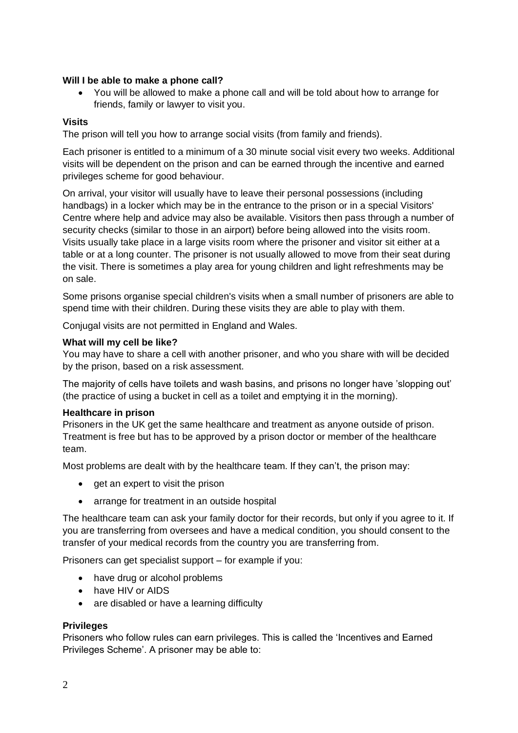**Will I be able to make a phone call?**

- You will be allowed to make a phone call and will be told about how to arrange for friends, family or lawyer to visit you.

**Visits**

The prison will tell you how to arrange social visits (from family and friends).

Each prisoner is entitled to a minimum of a 30 minute social visit every two weeks. Additional visits will be dependent on the prison and can be earned through the incentive and earned privileges scheme for good behaviour.

On arrival, your visitor will usually have to leave their personal possessions (including handbags) in a locker which may be in the entrance to the prison or in a special Visitors' Centre where help and advice may also be available. Visitors then pass through a number of security checks (similar to those in an airport) before being allowed into the visits room. Visits usually take place in a large visits room where the prisoner and visitor sit either at a table or at a long counter. The prisoner is not usually allowed to move from their seat during the visit. There is sometimes a play area for young children and light refreshments may be on sale.

Some prisons organise special children's visits when a small number of prisoners are able to spend time with their children. During these visits they are able to play with them.

Conjugal visits are not permitted in England and Wales.

**What will my cell be like?**

You may have to share a cell with another prisoner, and who you share with will be decided by the prison, based on a risk assessment.

The majority of cells have toilets and wash basins, and prisons no longer have 'slopping out' (the practice of using a bucket in cell as a toilet and emptying it in the morning).

**Healthcare in prison**

Prisoners in the UK get the same healthcare and treatment as anyone outside of prison. Treatment is free but has to be approved by a prison doctor or member of the healthcare team.

Most problems are dealt with by the healthcare team. If they can't, the prison may:

- get an expert to visit the prison
- arrange for treatment in an outside hospital

The healthcare team can ask your family doctor for their records, but only if you agree to it. If you are transferring from oversees and have a medical condition, you should consent to the transfer of your medical records from the country you are transferring from.

Prisoners can get specialist support – for example if you:

- have drug or alcohol problems
- have HIV or AIDS
- are disabled or have a learning difficulty

**Privileges**

Prisoners who follow rules can earn privileges. This is called the 'Incentives and Earned Privileges Scheme'. A prisoner may be able to: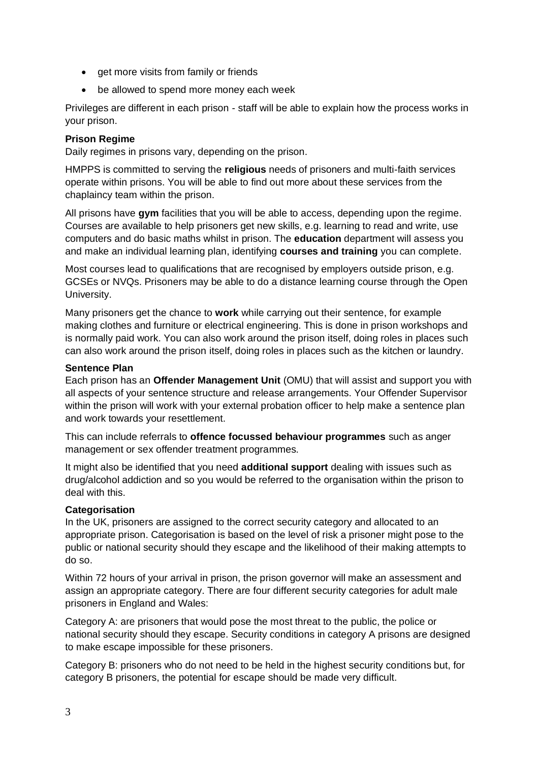- get more visits from family or friends
- be allowed to spend more money each week

Privileges are different in each prison - staff will be able to explain how the process works in your prison.

**Prison Regime**

Daily regimes in prisons vary, depending on the prison.

HMPPS is committed to serving the **religious** needs of prisoners and multi-faith services operate within prisons. You will be able to find out more about these services from the chaplaincy team within the prison.

All prisons have **gym** facilities that you will be able to access, depending upon the regime. Courses are available to help prisoners get new skills, e.g. learning to read and write, use computers and do basic maths whilst in prison. The **education** department will assess you and make an individual learning plan, identifying **courses and training** you can complete.

Most courses lead to qualifications that are recognised by employers outside prison, e.g. GCSEs or NVQs. Prisoners may be able to do a distance learning course through the Open University.

Many prisoners get the chance to **work** while carrying out their sentence, for example making clothes and furniture or electrical engineering. This is done in prison workshops and is normally paid work. You can also work around the prison itself, doing roles in places such can also work around the prison itself, doing roles in places such as the kitchen or laundry.

**Sentence Plan**

Each prison has an **Offender Management Unit** (OMU) that will assist and support you with all aspects of your sentence structure and release arrangements. Your Offender Supervisor within the prison will work with your external probation officer to help make a sentence plan and work towards your resettlement.

This can include referrals to **offence focussed behaviour programmes** such as anger management or sex offender treatment programmes.

It might also be identified that you need **additional support** dealing with issues such as drug/alcohol addiction and so you would be referred to the organisation within the prison to deal with this.

**Categorisation**

In the UK, prisoners are assigned to the correct security category and allocated to an appropriate prison. Categorisation is based on the level of risk a prisoner might pose to the public or national security should they escape and the likelihood of their making attempts to do so.

Within 72 hours of your arrival in prison, the prison governor will make an assessment and assign an appropriate category. There are four different security categories for adult male prisoners in England and Wales:

Category A: are prisoners that would pose the most threat to the public, the police or national security should they escape. Security conditions in category A prisons are designed to make escape impossible for these prisoners.

Category B: prisoners who do not need to be held in the highest security conditions but, for category B prisoners, the potential for escape should be made very difficult.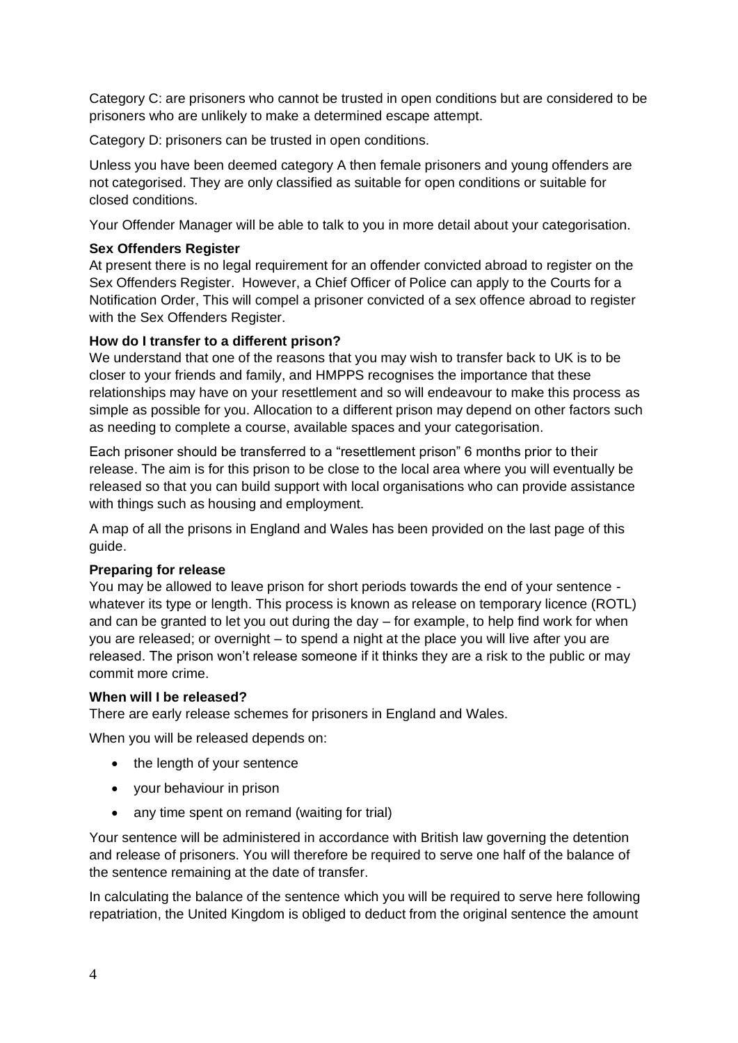Category C: are prisoners who cannot be trusted in open conditions but are considered to be prisoners who are unlikely to make a determined escape attempt.

Category D: prisoners can be trusted in open conditions.

Unless you have been deemed category A then female prisoners and young offenders are not categorised. They are only classified as suitable for open conditions or suitable for closed conditions.

Your Offender Manager will be able to talk to you in more detail about your categorisation.

**Sex Offenders Register**

At present there is no legal requirement for an offender convicted abroad to register on the Sex Offenders Register. However, a Chief Officer of Police can apply to the Courts for a Notification Order, This will compel a prisoner convicted of a sex offence abroad to register with the Sex Offenders Register.

**How do I transfer to a different prison?**

We understand that one of the reasons that you may wish to transfer back to UK is to be closer to your friends and family, and HMPPS recognises the importance that these relationships may have on your resettlement and so will endeavour to make this process as simple as possible for you. Allocation to a different prison may depend on other factors such as needing to complete a course, available spaces and your categorisation.

Each prisoner should be transferred to a "resettlement prison" 6 months prior to their release. The aim is for this prison to be close to the local area where you will eventually be released so that you can build support with local organisations who can provide assistance with things such as housing and employment.

A map of all the prisons in England and Wales has been provided on the last page of this guide.

**Preparing for release**

You may be allowed to leave prison for short periods towards the end of your sentence - whatever its type or length. This process is known as release on temporary licence (ROTL) and can be granted to let you out during the day – for example, to help find work for when you are released; or overnight – to spend a night at the place you will live after you are released. The prison won't release someone if it thinks they are a risk to the public or may commit more crime.

**When will I be released?**

There are early release schemes for prisoners in England and Wales.

When you will be released depends on:

- the length of your sentence
- your behaviour in prison
- any time spent on remand (waiting for trial)

Your sentence will be administered in accordance with British law governing the detention and release of prisoners. You will therefore be required to serve one half of the balance of the sentence remaining at the date of transfer.

In calculating the balance of the sentence which you will be required to serve here following repatriation, the United Kingdom is obliged to deduct from the original sentence the amount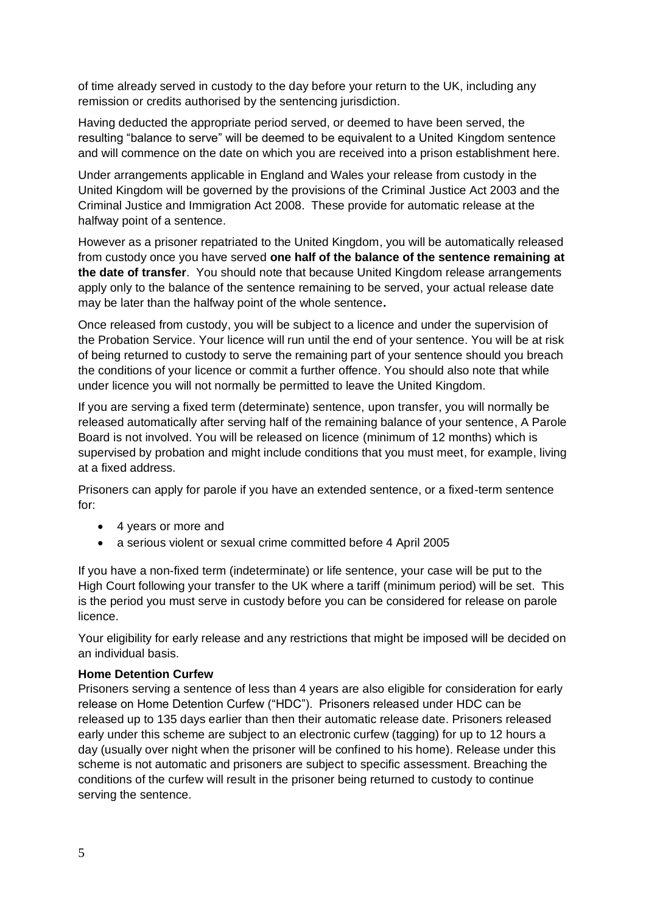of time already served in custody to the day before your return to the UK, including any remission or credits authorised by the sentencing jurisdiction.

Having deducted the appropriate period served, or deemed to have been served, the resulting "balance to serve" will be deemed to be equivalent to a United Kingdom sentence and will commence on the date on which you are received into a prison establishment here.

Under arrangements applicable in England and Wales your release from custody in the United Kingdom will be governed by the provisions of the Criminal Justice Act 2003 and the Criminal Justice and Immigration Act 2008. These provide for automatic release at the halfway point of a sentence.

However as a prisoner repatriated to the United Kingdom, you will be automatically released from custody once you have served **one half of the balance of the sentence remaining at the date of transfer**. You should note that because United Kingdom release arrangements apply only to the balance of the sentence remaining to be served, your actual release date may be later than the halfway point of the whole sentence**.**

Once released from custody, you will be subject to a licence and under the supervision of the Probation Service. Your licence will run until the end of your sentence. You will be at risk of being returned to custody to serve the remaining part of your sentence should you breach the conditions of your licence or commit a further offence. You should also note that while under licence you will not normally be permitted to leave the United Kingdom.

If you are serving a fixed term (determinate) sentence, upon transfer, you will normally be released automatically after serving half of the remaining balance of your sentence, A Parole Board is not involved. You will be released on licence (minimum of 12 months) which is supervised by probation and might include conditions that you must meet, for example, living at a fixed address.

Prisoners can apply for parole if you have an extended sentence, or a fixed-term sentence for:

- 4 years or more and
- a serious violent or sexual crime committed before 4 April 2005

If you have a non-fixed term (indeterminate) or life sentence, your case will be put to the High Court following your transfer to the UK where a tariff (minimum period) will be set. This is the period you must serve in custody before you can be considered for release on parole licence.

Your eligibility for early release and any restrictions that might be imposed will be decided on an individual basis.

**Home Detention Curfew**

Prisoners serving a sentence of less than 4 years are also eligible for consideration for early release on Home Detention Curfew ("HDC"). Prisoners released under HDC can be released up to 135 days earlier than then their automatic release date. Prisoners released early under this scheme are subject to an electronic curfew (tagging) for up to 12 hours a day (usually over night when the prisoner will be confined to his home). Release under this scheme is not automatic and prisoners are subject to specific assessment. Breaching the conditions of the curfew will result in the prisoner being returned to custody to continue serving the sentence.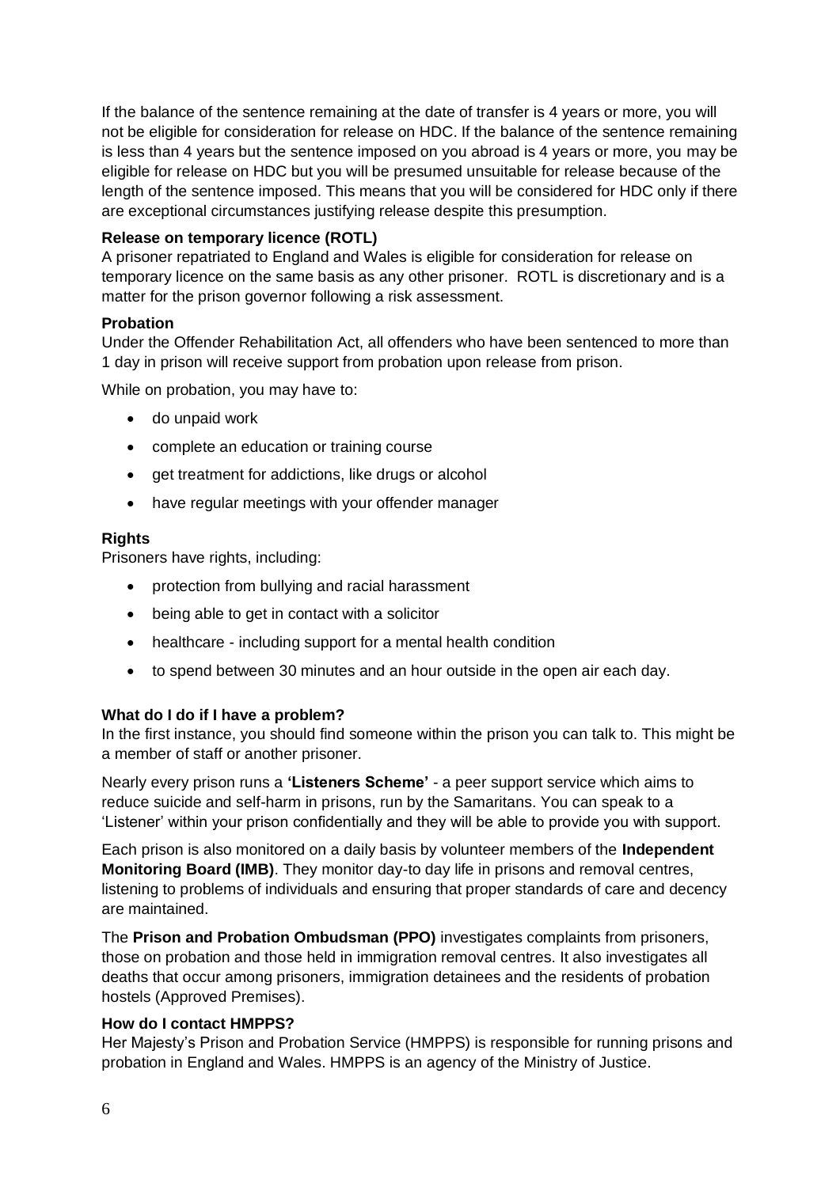If the balance of the sentence remaining at the date of transfer is 4 years or more, you will not be eligible for consideration for release on HDC. If the balance of the sentence remaining is less than 4 years but the sentence imposed on you abroad is 4 years or more, you may be eligible for release on HDC but you will be presumed unsuitable for release because of the length of the sentence imposed. This means that you will be considered for HDC only if there are exceptional circumstances justifying release despite this presumption.

**Release on temporary licence (ROTL)**

A prisoner repatriated to England and Wales is eligible for consideration for release on temporary licence on the same basis as any other prisoner. ROTL is discretionary and is a matter for the prison governor following a risk assessment.

**Probation**

Under the Offender Rehabilitation Act, all offenders who have been sentenced to more than 1 day in prison will receive support from probation upon release from prison.

While on probation, you may have to:

- do unpaid work
- complete an education or training course
- get treatment for addictions, like drugs or alcohol
- have regular meetings with your offender manager

**Rights**

Prisoners have rights, including:

- protection from bullying and racial harassment
- being able to get in contact with a solicitor
- healthcare - including support for a mental health condition
- to spend between 30 minutes and an hour outside in the open air each day.

**What do I do if I have a problem?**

In the first instance, you should find someone within the prison you can talk to. This might be a member of staff or another prisoner.

Nearly every prison runs a **'Listeners Scheme'** - a peer support service which aims to reduce suicide and self-harm in prisons, run by the Samaritans. You can speak to a 'Listener' within your prison confidentially and they will be able to provide you with support.

Each prison is also monitored on a daily basis by volunteer members of the **Independent Monitoring Board (IMB)**. They monitor day-to day life in prisons and removal centres, listening to problems of individuals and ensuring that proper standards of care and decency are maintained.

The **Prison and Probation Ombudsman (PPO)** investigates complaints from prisoners, those on probation and those held in immigration removal centres. It also investigates all deaths that occur among prisoners, immigration detainees and the residents of probation hostels (Approved Premises).

**How do I contact HMPPS?**

Her Majesty's Prison and Probation Service (HMPPS) is responsible for running prisons and probation in England and Wales. HMPPS is an agency of the Ministry of Justice.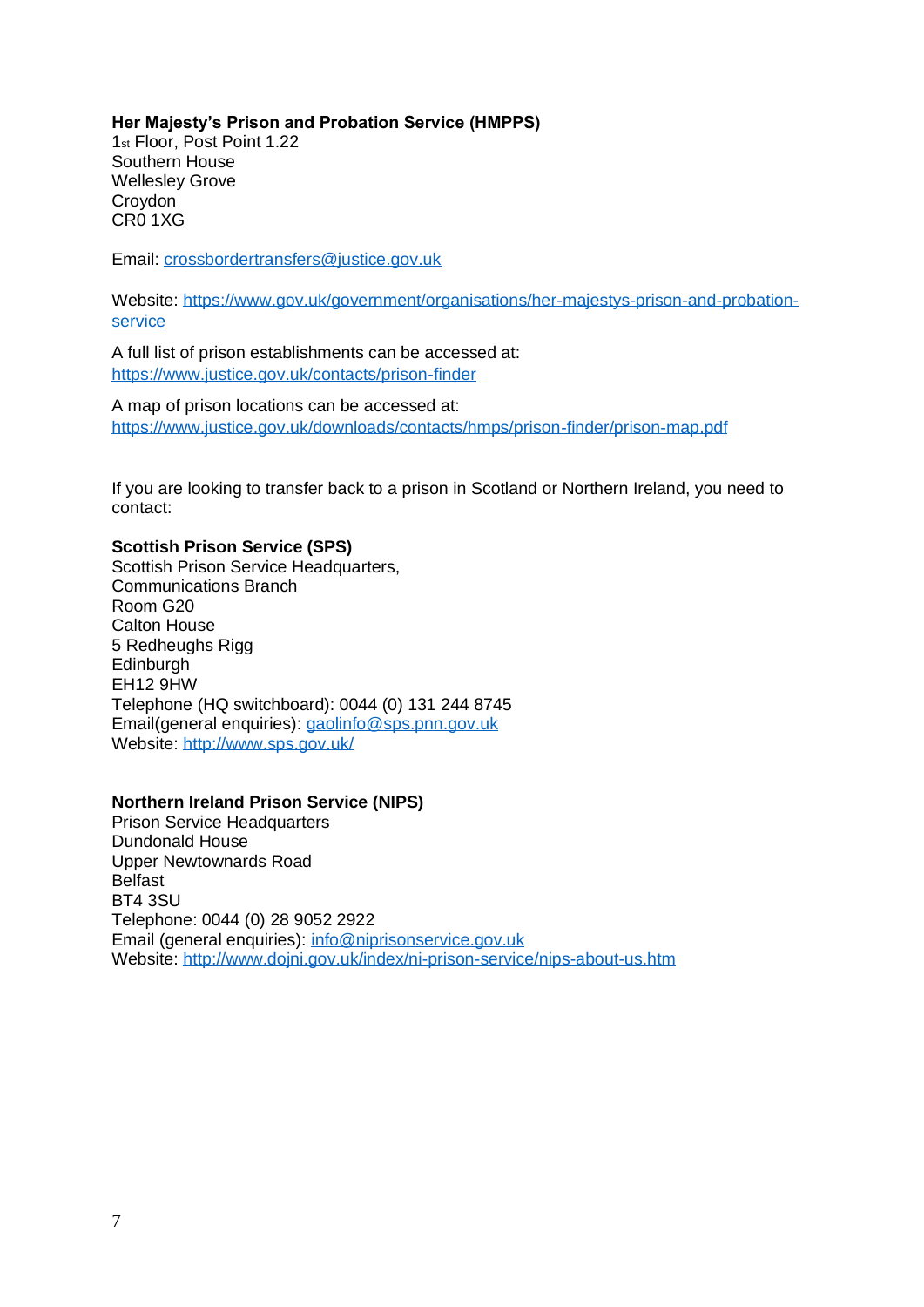**Her Majesty's Prison and Probation Service (HMPPS)**
1st Floor, Post Point 1.22
Southern House
Wellesley Grove
Croydon
CR0 1XG

Email: crossbordertransfers@justice.gov.uk

Website: https://www.gov.uk/government/organisations/her-majestys-prison-and-probation-service

A full list of prison establishments can be accessed at:
https://www.justice.gov.uk/contacts/prison-finder

A map of prison locations can be accessed at:
https://www.justice.gov.uk/downloads/contacts/hmps/prison-finder/prison-map.pdf

If you are looking to transfer back to a prison in Scotland or Northern Ireland, you need to contact:

**Scottish Prison Service (SPS)**
Scottish Prison Service Headquarters,
Communications Branch
Room G20
Calton House
5 Redheughs Rigg
Edinburgh
EH12 9HW
Telephone (HQ switchboard): 0044 (0) 131 244 8745
Email(general enquiries): gaolinfo@sps.pnn.gov.uk
Website: http://www.sps.gov.uk/

**Northern Ireland Prison Service (NIPS)**
Prison Service Headquarters
Dundonald House
Upper Newtownards Road
Belfast
BT4 3SU
Telephone: 0044 (0) 28 9052 2922
Email (general enquiries): info@niprisonservice.gov.uk
Website: http://www.dojni.gov.uk/index/ni-prison-service/nips-about-us.htm